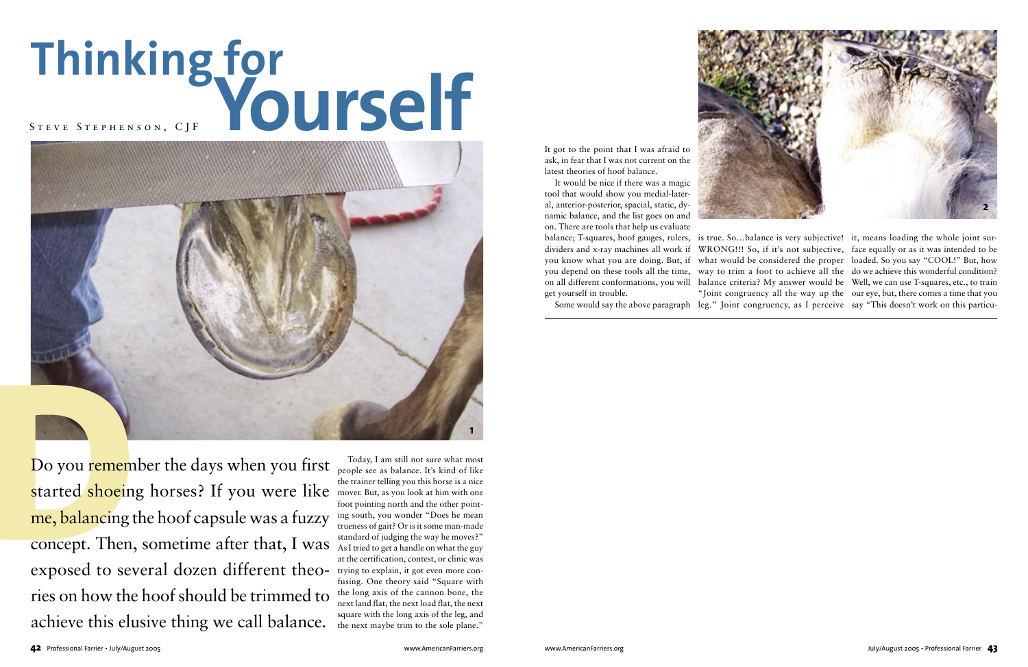# Thinking for Yourself

Steve Stephenson, CJF

Do you remember the days when you first started shoeing horses? If you were like me, balancing the hoof capsule was a fuzzy concept. Then, sometime after that, I was exposed to several dozen different theories on how the hoof should be trimmed to achieve this elusive thing we call balance.

Today, I am still not sure what most people see as balance. It's kind of like the trainer telling you this horse is a nice mover. But, as you look at him with one foot pointing north and the other pointing south, you wonder "Does he mean trueness of gait? Or is it some man-made standard of judging the way he moves?" As I tried to get a handle on what the guy at the certification, contest, or clinic was trying to explain, it got even more confusing. One theory said "Square with the long axis of the cannon bone, the next land flat, the next load flat, the next square with the long axis of the leg, and the next maybe trim to the sole plane." It got to the point that I was afraid to ask, in fear that I was not current on the latest theories of hoof balance.

It would be nice if there was a magic tool that would show you medial-lateral, anterior-posterior, spacial, static, dynamic balance, and the list goes on and on. There are tools that help us evaluate balance; T-squares, hoof gauges, rulers, dividers and x-ray machines all work if you know what you are doing. But, if you depend on these tools all the time, on all different conformations, you will get yourself in trouble.

Some would say the above paragraph is true. So…balance is very subjective! WRONG!!! So, if it's not subjective, what would be considered the proper way to trim a foot to achieve all the balance criteria? My answer would be "Joint congruency all the way up the leg." Joint congruency, as I perceive it, means loading the whole joint surface equally or as it was intended to be loaded. So you say "COOL!" But, how do we achieve this wonderful condition? Well, we can use T-squares, etc., to train our eye, but, there comes a time that you say "This doesn't work on this particu-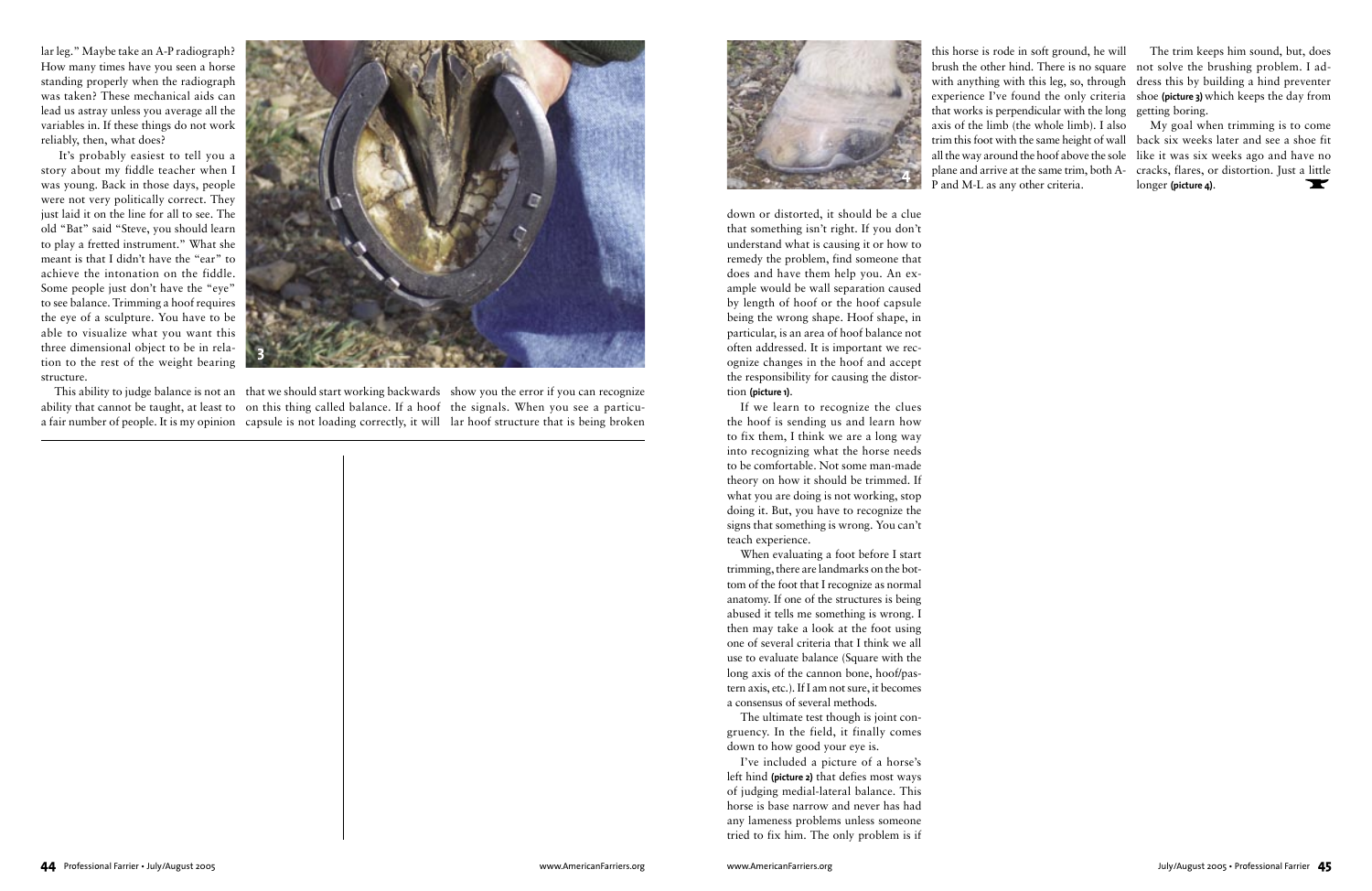lar leg." Maybe take an A-P radiograph? How many times have you seen a horse standing properly when the radiograph was taken? These mechanical aids can lead us astray unless you average all the variables in. If these things do not work reliably, then, what does?

It's probably easiest to tell you a story about my fiddle teacher when I was young. Back in those days, people were not very politically correct. They just laid it on the line for all to see. The old "Bat" said "Steve, you should learn to play a fretted instrument." What she meant is that I didn't have the "ear" to achieve the intonation on the fiddle. Some people just don't have the "eye" to see balance. Trimming a hoof requires the eye of a sculpture. You have to be able to visualize what you want this three dimensional object to be in relation to the rest of the weight bearing structure.

This ability to judge balance is not an ability that cannot be taught, at least to a fair number of people. It is my opinion that we should start working backwards on this thing called balance. If a hoof capsule is not loading correctly, it will show you the error if you can recognize the signals. When you see a particular hoof structure that is being broken down or distorted, it should be a clue that something isn't right. If you don't understand what is causing it or how to remedy the problem, find someone that does and have them help you. An example would be wall separation caused by length of hoof or the hoof capsule being the wrong shape. Hoof shape, in particular, is an area of hoof balance not often addressed. It is important we recognize changes in the hoof and accept the responsibility for causing the distortion **(picture 1)**.

If we learn to recognize the clues the hoof is sending us and learn how to fix them, I think we are a long way into recognizing what the horse needs to be comfortable. Not some man-made theory on how it should be trimmed. If what you are doing is not working, stop doing it. But, you have to recognize the signs that something is wrong. You can't teach experience.

When evaluating a foot before I start trimming, there are landmarks on the bottom of the foot that I recognize as normal anatomy. If one of the structures is being abused it tells me something is wrong. I then may take a look at the foot using one of several criteria that I think we all use to evaluate balance (Square with the long axis of the cannon bone, hoof/pastern axis, etc.). If I am not sure, it becomes a consensus of several methods.

The ultimate test though is joint congruency. In the field, it finally comes down to how good your eye is.

I've included a picture of a horse's left hind **(picture 2)** that defies most ways of judging medial-lateral balance. This horse is base narrow and never has had any lameness problems unless someone tried to fix him. The only problem is if this horse is rode in soft ground, he will brush the other hind. There is no square with anything with this leg, so, through experience I've found the only criteria that works is perpendicular with the long axis of the limb (the whole limb). I also trim this foot with the same height of wall all the way around the hoof above the sole plane and arrive at the same trim, both A-P and M-L as any other criteria.

The trim keeps him sound, but, does not solve the brushing problem. I address this by building a hind preventer shoe **(picture 3)** which keeps the day from getting boring.

My goal when trimming is to come back six weeks later and see a shoe fit like it was six weeks ago and have no cracks, flares, or distortion. Just a little longer **(picture 4)**.